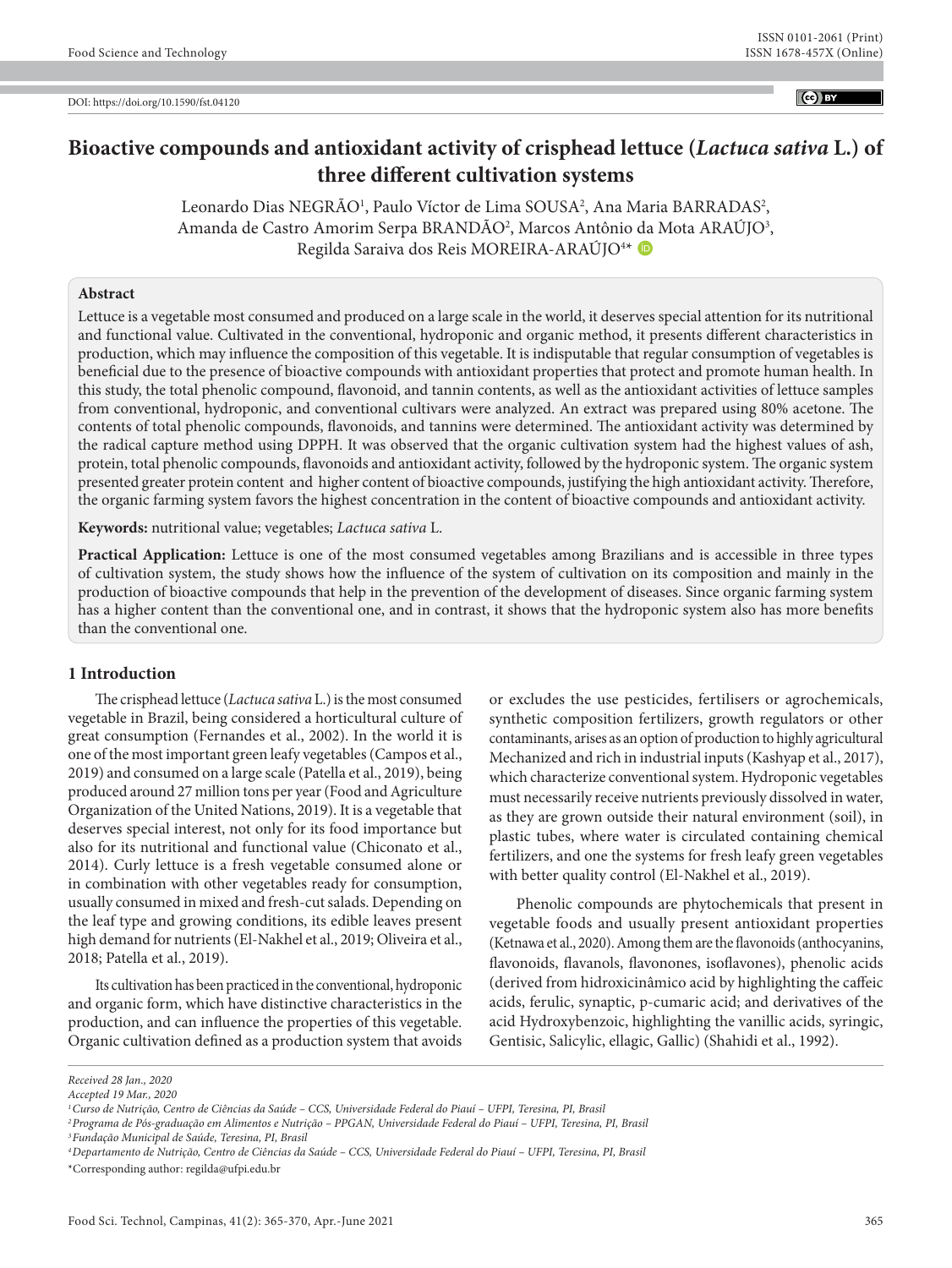DOI: https://doi.org/10.1590/fst.04120

# Bioactive compounds and antioxidant activity of crisphead lettuce (*Lactuca sativa* L.) of three different cultivation systems

Leonardo Dias NEGRÃO[1], Paulo Víctor de Lima SOUSA[2], Ana Maria BARRADAS[2], Amanda de Castro Amorim Serpa BRANDÃO[2], Marcos Antônio da Mota ARAÚJO[3], Regilda Saraiva dos Reis MOREIRA-ARAÚJO[4]*

## Abstract

Lettuce is a vegetable most consumed and produced on a large scale in the world, it deserves special attention for its nutritional and functional value. Cultivated in the conventional, hydroponic and organic method, it presents different characteristics in production, which may influence the composition of this vegetable. It is indisputable that regular consumption of vegetables is beneficial due to the presence of bioactive compounds with antioxidant properties that protect and promote human health. In this study, the total phenolic compound, flavonoid, and tannin contents, as well as the antioxidant activities of lettuce samples from conventional, hydroponic, and conventional cultivars were analyzed. An extract was prepared using 80% acetone. The contents of total phenolic compounds, flavonoids, and tannins were determined. The antioxidant activity was determined by the radical capture method using DPPH. It was observed that the organic cultivation system had the highest values of ash, protein, total phenolic compounds, flavonoids and antioxidant activity, followed by the hydroponic system. The organic system presented greater protein content and higher content of bioactive compounds, justifying the high antioxidant activity. Therefore, the organic farming system favors the highest concentration in the content of bioactive compounds and antioxidant activity.

**Keywords:** nutritional value; vegetables; *Lactuca sativa* L.

**Practical Application:** Lettuce is one of the most consumed vegetables among Brazilians and is accessible in three types of cultivation system, the study shows how the influence of the system of cultivation on its composition and mainly in the production of bioactive compounds that help in the prevention of the development of diseases. Since organic farming system has a higher content than the conventional one, and in contrast, it shows that the hydroponic system also has more benefits than the conventional one.

## 1 Introduction

The crisphead lettuce (*Lactuca sativa* L.) is the most consumed vegetable in Brazil, being considered a horticultural culture of great consumption (Fernandes et al., 2002). In the world it is one of the most important green leafy vegetables (Campos et al., 2019) and consumed on a large scale (Patella et al., 2019), being produced around 27 million tons per year (Food and Agriculture Organization of the United Nations, 2019). It is a vegetable that deserves special interest, not only for its food importance but also for its nutritional and functional value (Chiconato et al., 2014). Curly lettuce is a fresh vegetable consumed alone or in combination with other vegetables ready for consumption, usually consumed in mixed and fresh-cut salads. Depending on the leaf type and growing conditions, its edible leaves present high demand for nutrients (El-Nakhel et al., 2019; Oliveira et al., 2018; Patella et al., 2019).

Its cultivation has been practiced in the conventional, hydroponic and organic form, which have distinctive characteristics in the production, and can influence the properties of this vegetable. Organic cultivation defined as a production system that avoids or excludes the use pesticides, fertilisers or agrochemicals, synthetic composition fertilizers, growth regulators or other contaminants, arises as an option of production to highly agricultural Mechanized and rich in industrial inputs (Kashyap et al., 2017), which characterize conventional system. Hydroponic vegetables must necessarily receive nutrients previously dissolved in water, as they are grown outside their natural environment (soil), in plastic tubes, where water is circulated containing chemical fertilizers, and one the systems for fresh leafy green vegetables with better quality control (El-Nakhel et al., 2019).

Phenolic compounds are phytochemicals that present in vegetable foods and usually present antioxidant properties (Ketnawa et al., 2020). Among them are the flavonoids (anthocyanins, flavonoids, flavanols, flavonones, isoflavones), phenolic acids (derived from hidroxicinâmico acid by highlighting the caffeic acids, ferulic, synaptic, p-cumaric acid; and derivatives of the acid Hydroxybenzoic, highlighting the vanillic acids, syringic, Gentisic, Salicylic, ellagic, Gallic) (Shahidi et al., 1992).

*Received 28 Jan., 2020*
*Accepted 19 Mar., 2020*

*[1]Curso de Nutrição, Centro de Ciências da Saúde – CCS, Universidade Federal do Piauí – UFPI, Teresina, PI, Brasil*
*[2]Programa de Pós-graduação em Alimentos e Nutrição – PPGAN, Universidade Federal do Piauí – UFPI, Teresina, PI, Brasil*
*[3]Fundação Municipal de Saúde, Teresina, PI, Brasil*
*[4]Departamento de Nutrição, Centro de Ciências da Saúde – CCS, Universidade Federal do Piauí – UFPI, Teresina, PI, Brasil*

*Corresponding author: regilda@ufpi.edu.br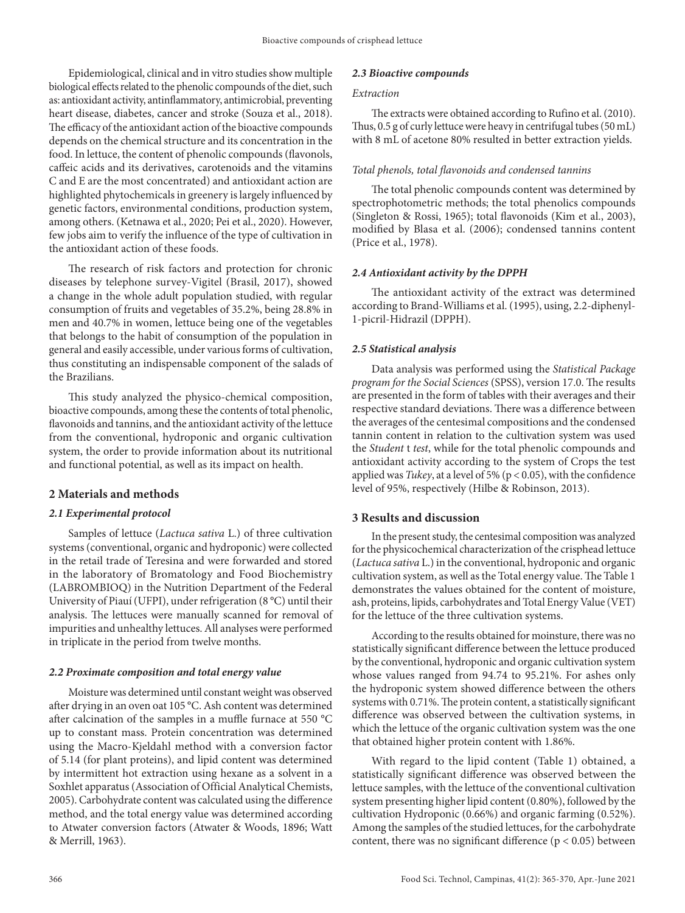Epidemiological, clinical and in vitro studies show multiple biological effects related to the phenolic compounds of the diet, such as: antioxidant activity, antinflammatory, antimicrobial, preventing heart disease, diabetes, cancer and stroke (Souza et al., 2018). The efficacy of the antioxidant action of the bioactive compounds depends on the chemical structure and its concentration in the food. In lettuce, the content of phenolic compounds (flavonols, caffeic acids and its derivatives, carotenoids and the vitamins C and E are the most concentrated) and antioxidant action are highlighted phytochemicals in greenery is largely influenced by genetic factors, environmental conditions, production system, among others. (Ketnawa et al., 2020; Pei et al., 2020). However, few jobs aim to verify the influence of the type of cultivation in the antioxidant action of these foods.

The research of risk factors and protection for chronic diseases by telephone survey-Vigitel (Brasil, 2017), showed a change in the whole adult population studied, with regular consumption of fruits and vegetables of 35.2%, being 28.8% in men and 40.7% in women, lettuce being one of the vegetables that belongs to the habit of consumption of the population in general and easily accessible, under various forms of cultivation, thus constituting an indispensable component of the salads of the Brazilians.

This study analyzed the physico-chemical composition, bioactive compounds, among these the contents of total phenolic, flavonoids and tannins, and the antioxidant activity of the lettuce from the conventional, hydroponic and organic cultivation system, the order to provide information about its nutritional and functional potential, as well as its impact on health.

## 2 Materials and methods

### *2.1 Experimental protocol*

Samples of lettuce (*Lactuca sativa* L.) of three cultivation systems (conventional, organic and hydroponic) were collected in the retail trade of Teresina and were forwarded and stored in the laboratory of Bromatology and Food Biochemistry (LABROMBIOQ) in the Nutrition Department of the Federal University of Piauí (UFPI), under refrigeration (8 °C) until their analysis. The lettuces were manually scanned for removal of impurities and unhealthy lettuces. All analyses were performed in triplicate in the period from twelve months.

### *2.2 Proximate composition and total energy value*

Moisture was determined until constant weight was observed after drying in an oven oat 105 °C. Ash content was determined after calcination of the samples in a muffle furnace at 550 °C up to constant mass. Protein concentration was determined using the Macro-Kjeldahl method with a conversion factor of 5.14 (for plant proteins), and lipid content was determined by intermittent hot extraction using hexane as a solvent in a Soxhlet apparatus (Association of Official Analytical Chemists, 2005). Carbohydrate content was calculated using the difference method, and the total energy value was determined according to Atwater conversion factors (Atwater & Woods, 1896; Watt & Merrill, 1963).

### *2.3 Bioactive compounds*

*Extraction*

The extracts were obtained according to Rufino et al. (2010). Thus, 0.5 g of curly lettuce were heavy in centrifugal tubes (50 mL) with 8 mL of acetone 80% resulted in better extraction yields.

*Total phenols, total flavonoids and condensed tannins*

The total phenolic compounds content was determined by spectrophotometric methods; the total phenolics compounds (Singleton & Rossi, 1965); total flavonoids (Kim et al., 2003), modified by Blasa et al. (2006); condensed tannins content (Price et al., 1978).

### *2.4 Antioxidant activity by the DPPH*

The antioxidant activity of the extract was determined according to Brand-Williams et al. (1995), using, 2.2-diphenyl-1-picril-Hidrazil (DPPH).

### *2.5 Statistical analysis*

Data analysis was performed using the *Statistical Package program for the Social Sciences* (SPSS), version 17.0. The results are presented in the form of tables with their averages and their respective standard deviations. There was a difference between the averages of the centesimal compositions and the condensed tannin content in relation to the cultivation system was used the *Student* t *test*, while for the total phenolic compounds and antioxidant activity according to the system of Crops the test applied was *Tukey*, at a level of 5% ($p < 0.05$), with the confidence level of 95%, respectively (Hilbe & Robinson, 2013).

## 3 Results and discussion

In the present study, the centesimal composition was analyzed for the physicochemical characterization of the crisphead lettuce (*Lactuca sativa* L.) in the conventional, hydroponic and organic cultivation system, as well as the Total energy value. The Table 1 demonstrates the values obtained for the content of moisture, ash, proteins, lipids, carbohydrates and Total Energy Value (VET) for the lettuce of the three cultivation systems.

According to the results obtained for moinsture, there was no statistically significant difference between the lettuce produced by the conventional, hydroponic and organic cultivation system whose values ranged from 94.74 to 95.21%. For ashes only the hydroponic system showed difference between the others systems with 0.71%. The protein content, a statistically significant difference was observed between the cultivation systems, in which the lettuce of the organic cultivation system was the one that obtained higher protein content with 1.86%.

With regard to the lipid content (Table 1) obtained, a statistically significant difference was observed between the lettuce samples, with the lettuce of the conventional cultivation system presenting higher lipid content (0.80%), followed by the cultivation Hydroponic (0.66%) and organic farming (0.52%). Among the samples of the studied lettuces, for the carbohydrate content, there was no significant difference ($p < 0.05$) between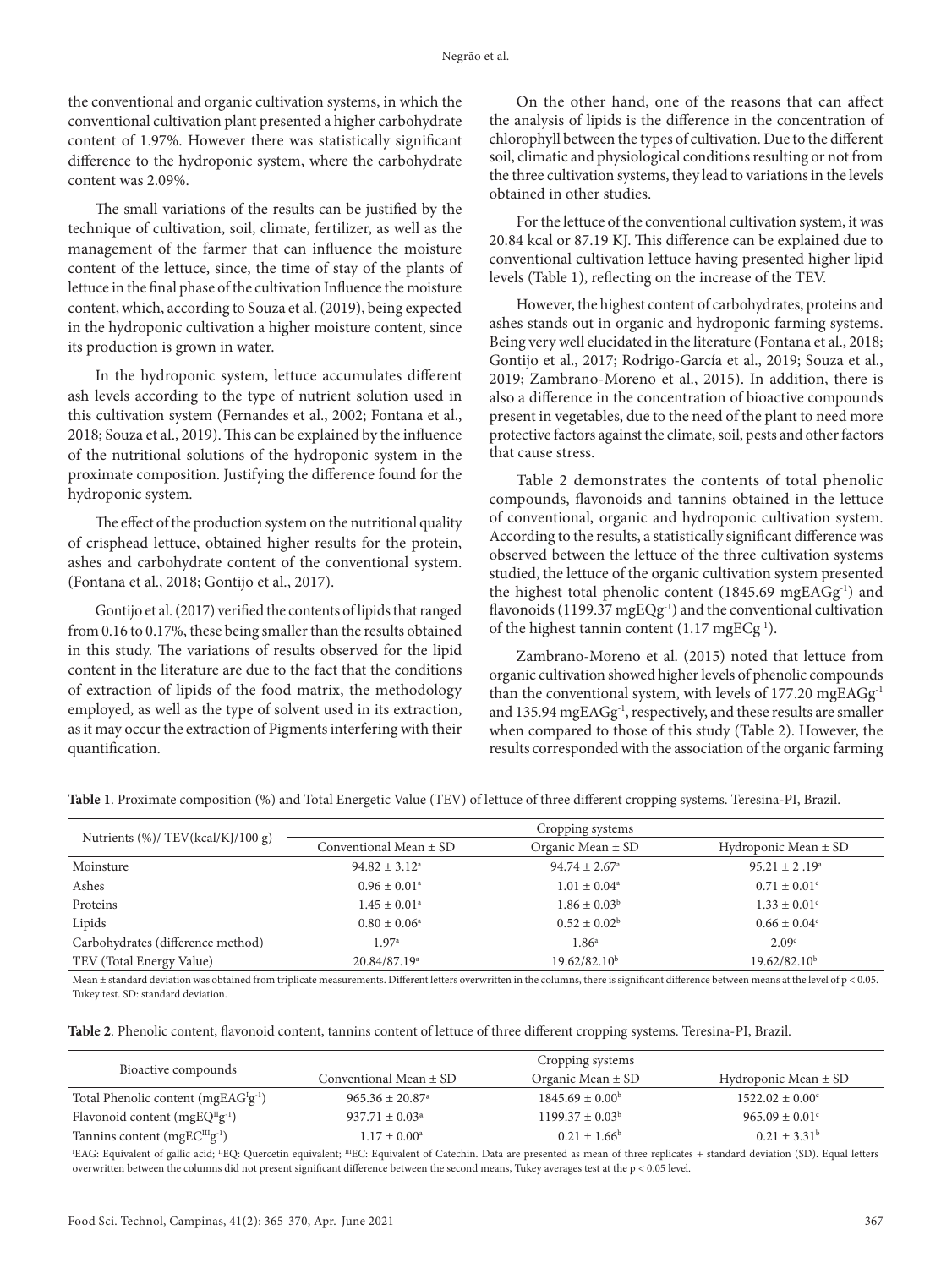the conventional and organic cultivation systems, in which the conventional cultivation plant presented a higher carbohydrate content of 1.97%. However there was statistically significant difference to the hydroponic system, where the carbohydrate content was 2.09%.

The small variations of the results can be justified by the technique of cultivation, soil, climate, fertilizer, as well as the management of the farmer that can influence the moisture content of the lettuce, since, the time of stay of the plants of lettuce in the final phase of the cultivation Influence the moisture content, which, according to Souza et al. (2019), being expected in the hydroponic cultivation a higher moisture content, since its production is grown in water.

In the hydroponic system, lettuce accumulates different ash levels according to the type of nutrient solution used in this cultivation system (Fernandes et al., 2002; Fontana et al., 2018; Souza et al., 2019). This can be explained by the influence of the nutritional solutions of the hydroponic system in the proximate composition. Justifying the difference found for the hydroponic system.

The effect of the production system on the nutritional quality of crisphead lettuce, obtained higher results for the protein, ashes and carbohydrate content of the conventional system. (Fontana et al., 2018; Gontijo et al., 2017).

Gontijo et al. (2017) verified the contents of lipids that ranged from 0.16 to 0.17%, these being smaller than the results obtained in this study. The variations of results observed for the lipid content in the literature are due to the fact that the conditions of extraction of lipids of the food matrix, the methodology employed, as well as the type of solvent used in its extraction, as it may occur the extraction of Pigments interfering with their quantification.

On the other hand, one of the reasons that can affect the analysis of lipids is the difference in the concentration of chlorophyll between the types of cultivation. Due to the different soil, climatic and physiological conditions resulting or not from the three cultivation systems, they lead to variations in the levels obtained in other studies.

For the lettuce of the conventional cultivation system, it was 20.84 kcal or 87.19 KJ. This difference can be explained due to conventional cultivation lettuce having presented higher lipid levels (Table 1), reflecting on the increase of the TEV.

However, the highest content of carbohydrates, proteins and ashes stands out in organic and hydroponic farming systems. Being very well elucidated in the literature (Fontana et al., 2018; Gontijo et al., 2017; Rodrigo-García et al., 2019; Souza et al., 2019; Zambrano-Moreno et al., 2015). In addition, there is also a difference in the concentration of bioactive compounds present in vegetables, due to the need of the plant to need more protective factors against the climate, soil, pests and other factors that cause stress.

Table 2 demonstrates the contents of total phenolic compounds, flavonoids and tannins obtained in the lettuce of conventional, organic and hydroponic cultivation system. According to the results, a statistically significant difference was observed between the lettuce of the three cultivation systems studied, the lettuce of the organic cultivation system presented the highest total phenolic content (1845.69 mgEAG$g^{-1}$) and flavonoids (1199.37 mgEQ$g^{-1}$) and the conventional cultivation of the highest tannin content (1.17 mgEC$g^{-1}$).

Zambrano-Moreno et al. (2015) noted that lettuce from organic cultivation showed higher levels of phenolic compounds than the conventional system, with levels of 177.20 mgEAG$g^{-1}$ and 135.94 mgEAG$g^{-1}$, respectively, and these results are smaller when compared to those of this study (Table 2). However, the results corresponded with the association of the organic farming

**Table 1**. Proximate composition (%) and Total Energetic Value (TEV) of lettuce of three different cropping systems. Teresina-PI, Brazil.

| Nutrients (%)/ TEV(kcal/KJ/100 g) | Cropping systems | | |
|---|---|---|---|
| | Conventional Mean ± SD | Organic Mean ± SD | Hydroponic Mean ± SD |
| Moinsture | 94.82 ± 3.12$^{a}$ | 94.74 ± 2.67$^{a}$ | 95.21 ± 2 .19$^{a}$ |
| Ashes | 0.96 ± 0.01$^{a}$ | 1.01 ± 0.04$^{a}$ | 0.71 ± 0.01$^{c}$ |
| Proteins | 1.45 ± 0.01$^{a}$ | 1.86 ± 0.03$^{b}$ | 1.33 ± 0.01$^{c}$ |
| Lipids | 0.80 ± 0.06$^{a}$ | 0.52 ± 0.02$^{b}$ | 0.66 ± 0.04$^{c}$ |
| Carbohydrates (difference method) | 1.97$^{a}$ | 1.86$^{a}$ | 2.09$^{c}$ |
| TEV (Total Energy Value) | 20.84/87.19$^{a}$ | 19.62/82.10$^{b}$ | 19.62/82.10$^{b}$ |

Mean ± standard deviation was obtained from triplicate measurements. Different letters overwritten in the columns, there is significant difference between means at the level of $p < 0.05$. Tukey test. SD: standard deviation.

**Table 2**. Phenolic content, flavonoid content, tannins content of lettuce of three different cropping systems. Teresina-PI, Brazil.

| Bioactive compounds | Cropping systems | | |
|---|---|---|---|
| | Conventional Mean ± SD | Organic Mean ± SD | Hydroponic Mean ± SD |
| Total Phenolic content (mgEAG[I]$g^{-1}$) | 965.36 ± 20.87$^{a}$ | 1845.69 ± 0.00$^{b}$ | 1522.02 ± 0.00$^{c}$ |
| Flavonoid content (mgEQ[II]$g^{-1}$) | 937.71 ± 0.03$^{a}$ | 1199.37 ± 0.03$^{b}$ | 965.09 ± 0.01$^{c}$ |
| Tannins content (mgEC[III]$g^{-1}$) | 1.17 ± 0.00$^{a}$ | 0.21 ± 1.66$^{b}$ | 0.21 ± 3.31$^{b}$ |

[I]EAG: Equivalent of gallic acid; [II]EQ: Quercetin equivalent; [III]EC: Equivalent of Catechin. Data are presented as mean of three replicates + standard deviation (SD). Equal letters overwritten between the columns did not present significant difference between the second means, Tukey averages test at the $p < 0.05$ level.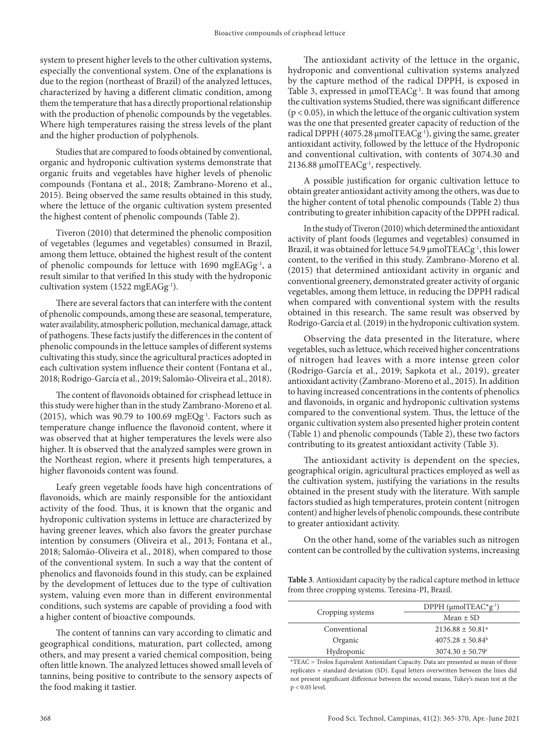system to present higher levels to the other cultivation systems, especially the conventional system. One of the explanations is due to the region (northeast of Brazil) of the analyzed lettuces, characterized by having a different climatic condition, among them the temperature that has a directly proportional relationship with the production of phenolic compounds by the vegetables. Where high temperatures raising the stress levels of the plant and the higher production of polyphenols.

Studies that are compared to foods obtained by conventional, organic and hydroponic cultivation systems demonstrate that organic fruits and vegetables have higher levels of phenolic compounds (Fontana et al., 2018; Zambrano-Moreno et al., 2015). Being observed the same results obtained in this study, where the lettuce of the organic cultivation system presented the highest content of phenolic compounds (Table 2).

Tiveron (2010) that determined the phenolic composition of vegetables (legumes and vegetables) consumed in Brazil, among them lettuce, obtained the highest result of the content of phenolic compounds for lettuce with 1690 mgEAG$g^{-1}$, a result similar to that verified In this study with the hydroponic cultivation system (1522 mgEAG$g^{-1}$).

There are several factors that can interfere with the content of phenolic compounds, among these are seasonal, temperature, water availability, atmospheric pollution, mechanical damage, attack of pathogens. These facts justify the differences in the content of phenolic compounds in the lettuce samples of different systems cultivating this study, since the agricultural practices adopted in each cultivation system influence their content (Fontana et al., 2018; Rodrigo-García et al., 2019; Salomão-Oliveira et al., 2018).

The content of flavonoids obtained for crispshead lettuce in this study were higher than in the study Zambrano-Moreno et al. (2015), which was 90.79 to 100.69 mgEQ$g^{-1}$. Factors such as temperature change influence the flavonoid content, where it was observed that at higher temperatures the levels were also higher. It is observed that the analyzed samples were grown in the Northeast region, where it presents high temperatures, a higher flavonoids content was found.

Leafy green vegetable foods have high concentrations of flavonoids, which are mainly responsible for the antioxidant activity of the food. Thus, it is known that the organic and hydroponic cultivation systems in lettuce are characterized by having greener leaves, which also favors the greater purchase intention by consumers (Oliveira et al., 2013; Fontana et al., 2018; Salomão-Oliveira et al., 2018), when compared to those of the conventional system. In such a way that the content of phenolics and flavonoids found in this study, can be explained by the development of lettuces due to the type of cultivation system, valuing even more than in different environmental conditions, such systems are capable of providing a food with a higher content of bioactive compounds.

The content of tannins can vary according to climatic and geographical conditions, maturation, part collected, among others, and may present a varied chemical composition, being often little known. The analyzed lettuces showed small levels of tannins, being positive to contribute to the sensory aspects of the food making it tastier.

The antioxidant activity of the lettuce in the organic, hydroponic and conventional cultivation systems analyzed by the capture method of the radical DPPH, is exposed in Table 3, expressed in μmolTEAC$g^{-1}$. It was found that among the cultivation systems Studied, there was significant difference ($p < 0.05$), in which the lettuce of the organic cultivation system was the one that presented greater capacity of reduction of the radical DPPH (4075.28 μmolTEAC$g^{-1}$), giving the same, greater antioxidant activity, followed by the lettuce of the Hydroponic and conventional cultivation, with contents of 3074.30 and 2136.88 μmolTEAC$g^{-1}$, respectively.

A possible justification for organic cultivation lettuce to obtain greater antioxidant activity among the others, was due to the higher content of total phenolic compounds (Table 2) thus contributing to greater inhibition capacity of the DPPH radical.

In the study of Tiveron (2010) which determined the antioxidant activity of plant foods (legumes and vegetables) consumed in Brazil, it was obtained for lettuce 54.9 μmolTEAC$g^{-1}$, this lower content, to the verified in this study. Zambrano-Moreno et al. (2015) that determined antioxidant activity in organic and conventional greenery, demonstrated greater activity of organic vegetables, among them lettuce, in reducing the DPPH radical when compared with conventional system with the results obtained in this research. The same result was observed by Rodrigo-García et al. (2019) in the hydroponic cultivation system.

Observing the data presented in the literature, where vegetables, such as lettuce, which received higher concentrations of nitrogen had leaves with a more intense green color (Rodrigo-García et al., 2019; Sapkota et al., 2019), greater antioxidant activity (Zambrano-Moreno et al., 2015). In addition to having increased concentrations in the contents of phenolics and flavonoids, in organic and hydroponic cultivation systems compared to the conventional system. Thus, the lettuce of the organic cultivation system also presented higher protein content (Table 1) and phenolic compounds (Table 2), these two factors contributing to its greatest antioxidant activity (Table 3).

The antioxidant activity is dependent on the species, geographical origin, agricultural practices employed as well as the cultivation system, justifying the variations in the results obtained in the present study with the literature. With sample factors studied as high temperatures, protein content (nitrogen content) and higher levels of phenolic compounds, these contribute to greater antioxidant activity.

On the other hand, some of the variables such as nitrogen content can be controlled by the cultivation systems, increasing

**Table 3**. Antioxidant capacity by the radical capture method in lettuce from three cropping systems. Teresina-PI, Brazil.

| Cropping systems | DPPH (μmolTEAC*$g^{-1}$) |
|---|---|
| | Mean ± SD |
| Conventional | 2136.88 ± 50.81[a] |
| Organic | 4075.28 ± 50.84[b] |
| Hydroponic | 3074.30 ± 50.79[c] |

*TEAC = Trolox Equivalent Antioxidant Capacity. Data are presented as mean of three replicates + standard deviation (SD). Equal letters overwritten between the lines did not present significant difference between the second means, Tukey's mean test at the $p < 0.05$ level.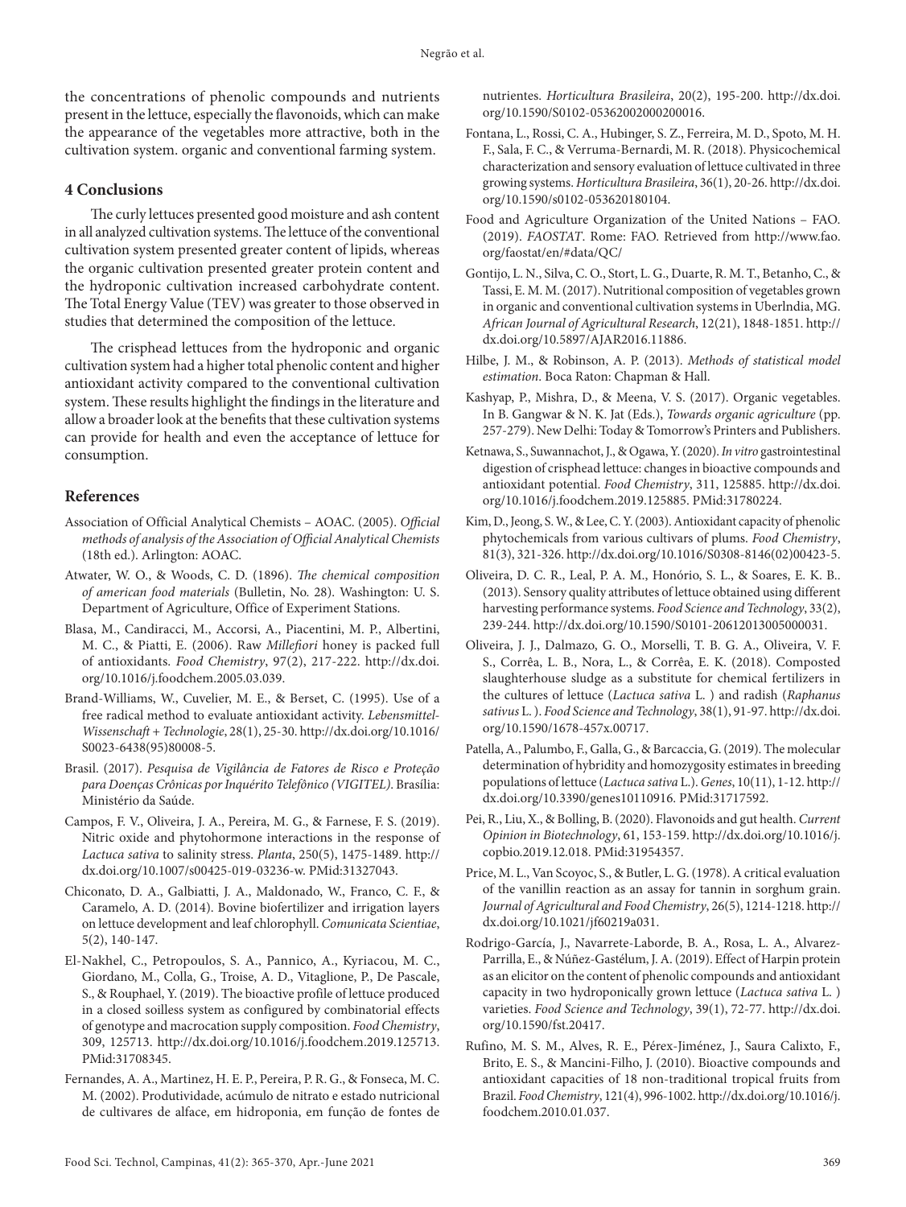the concentrations of phenolic compounds and nutrients present in the lettuce, especially the flavonoids, which can make the appearance of the vegetables more attractive, both in the cultivation system. organic and conventional farming system.

## 4 Conclusions

The curly lettuces presented good moisture and ash content in all analyzed cultivation systems. The lettuce of the conventional cultivation system presented greater content of lipids, whereas the organic cultivation presented greater protein content and the hydroponic cultivation increased carbohydrate content. The Total Energy Value (TEV) was greater to those observed in studies that determined the composition of the lettuce.

The crisphead lettuces from the hydroponic and organic cultivation system had a higher total phenolic content and higher antioxidant activity compared to the conventional cultivation system. These results highlight the findings in the literature and allow a broader look at the benefits that these cultivation systems can provide for health and even the acceptance of lettuce for consumption.

## References

Association of Official Analytical Chemists – AOAC. (2005). *Official methods of analysis of the Association of Official Analytical Chemists* (18th ed.). Arlington: AOAC.

Atwater, W. O., & Woods, C. D. (1896). *The chemical composition of american food materials* (Bulletin, No. 28). Washington: U. S. Department of Agriculture, Office of Experiment Stations.

Blasa, M., Candiracci, M., Accorsi, A., Piacentini, M. P., Albertini, M. C., & Piatti, E. (2006). Raw *Millefiori* honey is packed full of antioxidants. *Food Chemistry*, 97(2), 217-222. http://dx.doi.org/10.1016/j.foodchem.2005.03.039.

Brand-Williams, W., Cuvelier, M. E., & Berset, C. (1995). Use of a free radical method to evaluate antioxidant activity. *Lebensmittel-Wissenschaft + Technologie*, 28(1), 25-30. http://dx.doi.org/10.1016/S0023-6438(95)80008-5.

Brasil. (2017). *Pesquisa de Vigilância de Fatores de Risco e Proteção para Doenças Crônicas por Inquérito Telefônico (VIGITEL)*. Brasília: Ministério da Saúde.

Campos, F. V., Oliveira, J. A., Pereira, M. G., & Farnese, F. S. (2019). Nitric oxide and phytohormone interactions in the response of *Lactuca sativa* to salinity stress. *Planta*, 250(5), 1475-1489. http://dx.doi.org/10.1007/s00425-019-03236-w. PMid:31327043.

Chiconato, D. A., Galbiatti, J. A., Maldonado, W., Franco, C. F., & Caramelo, A. D. (2014). Bovine biofertilizer and irrigation layers on lettuce development and leaf chlorophyll. *Comunicata Scientiae*, 5(2), 140-147.

El-Nakhel, C., Petropoulos, S. A., Pannico, A., Kyriacou, M. C., Giordano, M., Colla, G., Troise, A. D., Vitaglione, P., De Pascale, S., & Rouphael, Y. (2019). The bioactive profile of lettuce produced in a closed soilless system as configured by combinatorial effects of genotype and macrocation supply composition. *Food Chemistry*, 309, 125713. http://dx.doi.org/10.1016/j.foodchem.2019.125713. PMid:31708345.

Fernandes, A. A., Martinez, H. E. P., Pereira, P. R. G., & Fonseca, M. C. M. (2002). Produtividade, acúmulo de nitrato e estado nutricional de cultivares de alface, em hidroponia, em função de fontes de nutrientes. *Horticultura Brasileira*, 20(2), 195-200. http://dx.doi.org/10.1590/S0102-05362002000200016.

Fontana, L., Rossi, C. A., Hubinger, S. Z., Ferreira, M. D., Spoto, M. H. F., Sala, F. C., & Verruma-Bernardi, M. R. (2018). Physicochemical characterization and sensory evaluation of lettuce cultivated in three growing systems. *Horticultura Brasileira*, 36(1), 20-26. http://dx.doi.org/10.1590/s0102-053620180104.

Food and Agriculture Organization of the United Nations – FAO. (2019). *FAOSTAT*. Rome: FAO. Retrieved from http://www.fao.org/faostat/en/#data/QC/

Gontijo, L. N., Silva, C. O., Stort, L. G., Duarte, R. M. T., Betanho, C., & Tassi, E. M. M. (2017). Nutritional composition of vegetables grown in organic and conventional cultivation systems in Uberlndia, MG. *African Journal of Agricultural Research*, 12(21), 1848-1851. http://dx.doi.org/10.5897/AJAR2016.11886.

Hilbe, J. M., & Robinson, A. P. (2013). *Methods of statistical model estimation*. Boca Raton: Chapman & Hall.

Kashyap, P., Mishra, D., & Meena, V. S. (2017). Organic vegetables. In B. Gangwar & N. K. Jat (Eds.), *Towards organic agriculture* (pp. 257-279). New Delhi: Today & Tomorrow's Printers and Publishers.

Ketnawa, S., Suwannachot, J., & Ogawa, Y. (2020). *In vitro* gastrointestinal digestion of crisphead lettuce: changes in bioactive compounds and antioxidant potential. *Food Chemistry*, 311, 125885. http://dx.doi.org/10.1016/j.foodchem.2019.125885. PMid:31780224.

Kim, D., Jeong, S. W., & Lee, C. Y. (2003). Antioxidant capacity of phenolic phytochemicals from various cultivars of plums. *Food Chemistry*, 81(3), 321-326. http://dx.doi.org/10.1016/S0308-8146(02)00423-5.

Oliveira, D. C. R., Leal, P. A. M., Honório, S. L., & Soares, E. K. B.. (2013). Sensory quality attributes of lettuce obtained using different harvesting performance systems. *Food Science and Technology*, 33(2), 239-244. http://dx.doi.org/10.1590/S0101-20612013005000031.

Oliveira, J. J., Dalmazo, G. O., Morselli, T. B. G. A., Oliveira, V. F. S., Corrêa, L. B., Nora, L., & Corrêa, E. K. (2018). Composted slaughterhouse sludge as a substitute for chemical fertilizers in the cultures of lettuce (*Lactuca sativa* L. ) and radish (*Raphanus sativus* L. ). *Food Science and Technology*, 38(1), 91-97. http://dx.doi.org/10.1590/1678-457x.00717.

Patella, A., Palumbo, F., Galla, G., & Barcaccia, G. (2019). The molecular determination of hybridity and homozygosity estimates in breeding populations of lettuce (*Lactuca sativa* L.). *Genes*, 10(11), 1-12. http://dx.doi.org/10.3390/genes10110916. PMid:31717592.

Pei, R., Liu, X., & Bolling, B. (2020). Flavonoids and gut health. *Current Opinion in Biotechnology*, 61, 153-159. http://dx.doi.org/10.1016/j.copbio.2019.12.018. PMid:31954357.

Price, M. L., Van Scoyoc, S., & Butler, L. G. (1978). A critical evaluation of the vanillin reaction as an assay for tannin in sorghum grain. *Journal of Agricultural and Food Chemistry*, 26(5), 1214-1218. http://dx.doi.org/10.1021/jf60219a031.

Rodrigo-García, J., Navarrete-Laborde, B. A., Rosa, L. A., Alvarez-Parrilla, E., & Núñez-Gastélum, J. A. (2019). Effect of Harpin protein as an elicitor on the content of phenolic compounds and antioxidant capacity in two hydroponically grown lettuce (*Lactuca sativa* L. ) varieties. *Food Science and Technology*, 39(1), 72-77. http://dx.doi.org/10.1590/fst.20417.

Rufino, M. S. M., Alves, R. E., Pérex-Jiménez, J., Saura Calixto, F., Brito, E. S., & Mancini-Filho, J. (2010). Bioactive compounds and antioxidant capacities of 18 non-traditional tropical fruits from Brazil. *Food Chemistry*, 121(4), 996-1002. http://dx.doi.org/10.1016/j.foodchem.2010.01.037.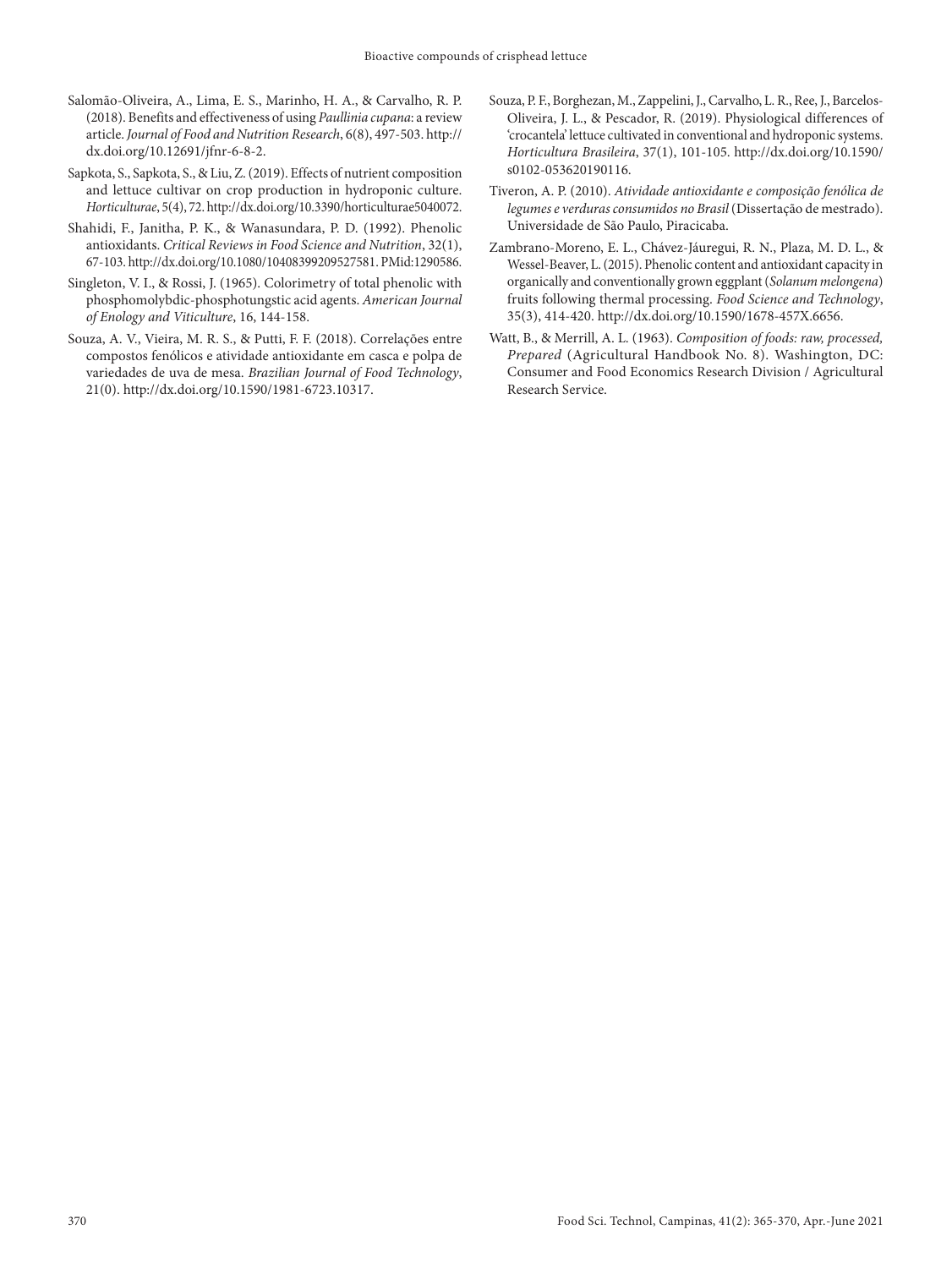Salomão-Oliveira, A., Lima, E. S., Marinho, H. A., & Carvalho, R. P. (2018). Benefits and effectiveness of using *Paullinia cupana*: a review article. *Journal of Food and Nutrition Research*, 6(8), 497-503. http://dx.doi.org/10.12691/jfnr-6-8-2.

Sapkota, S., Sapkota, S., & Liu, Z. (2019). Effects of nutrient composition and lettuce cultivar on crop production in hydroponic culture. *Horticulturae*, 5(4), 72. http://dx.doi.org/10.3390/horticulturae5040072.

Shahidi, F., Janitha, P. K., & Wanasundara, P. D. (1992). Phenolic antioxidants. *Critical Reviews in Food Science and Nutrition*, 32(1), 67-103. http://dx.doi.org/10.1080/10408399209527581. PMid:1290586.

Singleton, V. I., & Rossi, J. (1965). Colorimetry of total phenolic with phosphomolybdic-phosphotungstic acid agents. *American Journal of Enology and Viticulture*, 16, 144-158.

Souza, A. V., Vieira, M. R. S., & Putti, F. F. (2018). Correlações entre compostos fenólicos e atividade antioxidante em casca e polpa de variedades de uva de mesa. *Brazilian Journal of Food Technology*, 21(0). http://dx.doi.org/10.1590/1981-6723.10317.

Souza, P. F., Borghezan, M., Zappelini, J., Carvalho, L. R., Ree, J., Barcelos-Oliveira, J. L., & Pescador, R. (2019). Physiological differences of 'crocantela' lettuce cultivated in conventional and hydroponic systems. *Horticultura Brasileira*, 37(1), 101-105. http://dx.doi.org/10.1590/s0102-053620190116.

Tiveron, A. P. (2010). *Atividade antioxidante e composição fenólica de legumes e verduras consumidos no Brasil* (Dissertação de mestrado). Universidade de São Paulo, Piracicaba.

Zambrano-Moreno, E. L., Chávez-Jáuregui, R. N., Plaza, M. D. L., & Wessel-Beaver, L. (2015). Phenolic content and antioxidant capacity in organically and conventionally grown eggplant (*Solanum melongena*) fruits following thermal processing. *Food Science and Technology*, 35(3), 414-420. http://dx.doi.org/10.1590/1678-457X.6656.

Watt, B., & Merrill, A. L. (1963). *Composition of foods: raw, processed, Prepared* (Agricultural Handbook No. 8). Washington, DC: Consumer and Food Economics Research Division / Agricultural Research Service.